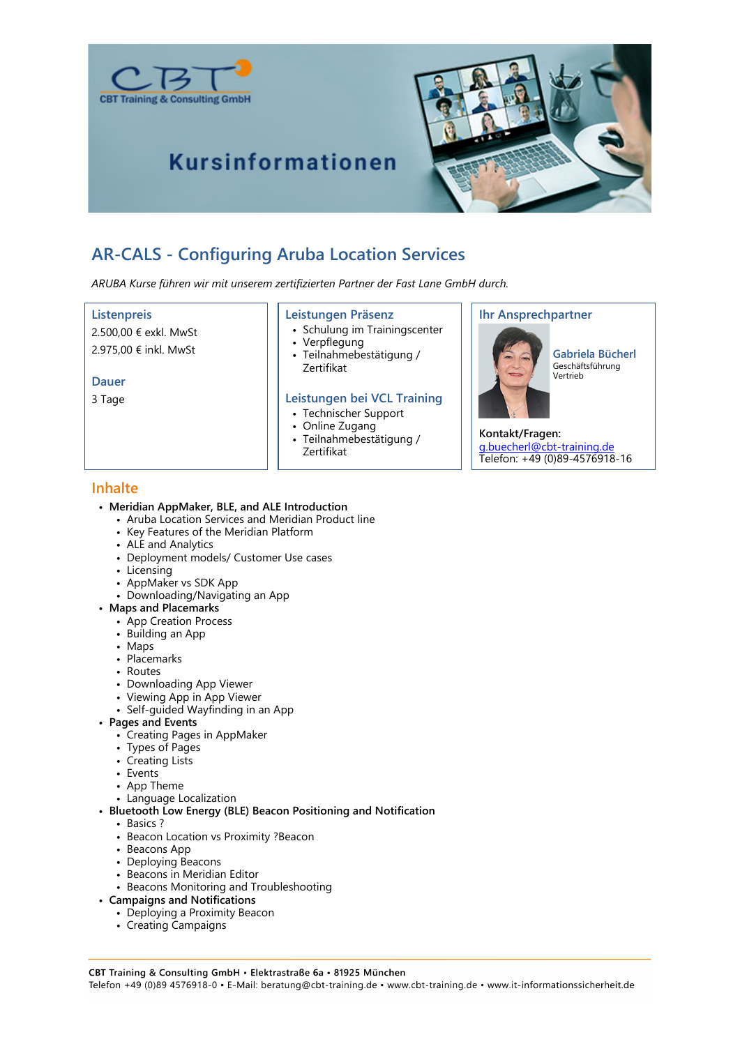CBT Training & Consulting GmbH

# Kursinformationen

## AR-CALS - Configuring Aruba Location Services

*ARUBA Kurse führen wir mit unserem zertifizierten Partner der Fast Lane GmbH durch.*

### Listenpreis

2.500,00 € exkl. MwSt

2.975,00 € inkl. MwSt

### Dauer

3 Tage

### Leistungen Präsenz

- Schulung im Trainingscenter
- Verpflegung
- Teilnahmebestätigung / Zertifikat

### Leistungen bei VCL Training

- Technischer Support
- Online Zugang
- Teilnahmebestätigung / Zertifikat

### Ihr Ansprechpartner

**Gabriela Bücherl**
Geschäftsführung
Vertrieb

**Kontakt/Fragen:**
g.buecherl@cbt-training.de
Telefon: +49 (0)89-4576918-16

## Inhalte

- **Meridian AppMaker, BLE, and ALE Introduction**
  - Aruba Location Services and Meridian Product line
  - Key Features of the Meridian Platform
  - ALE and Analytics
  - Deployment models/ Customer Use cases
  - Licensing
  - AppMaker vs SDK App
  - Downloading/Navigating an App
- **Maps and Placemarks**
  - App Creation Process
  - Building an App
  - Maps
  - Placemarks
  - Routes
  - Downloading App Viewer
  - Viewing App in App Viewer
  - Self-guided Wayfinding in an App
- **Pages and Events**
  - Creating Pages in AppMaker
  - Types of Pages
  - Creating Lists
  - Events
  - App Theme
  - Language Localization
- **Bluetooth Low Energy (BLE) Beacon Positioning and Notification**
  - Basics ?
  - Beacon Location vs Proximity ?Beacon
  - Beacons App
  - Deploying Beacons
  - Beacons in Meridian Editor
  - Beacons Monitoring and Troubleshooting
- **Campaigns and Notifications**
  - Deploying a Proximity Beacon
  - Creating Campaigns

CBT Training & Consulting GmbH • Elektrastraße 6a • 81925 München
Telefon +49 (0)89 4576918-0 • E-Mail: beratung@cbt-training.de • www.cbt-training.de • www.it-informationssicherheit.de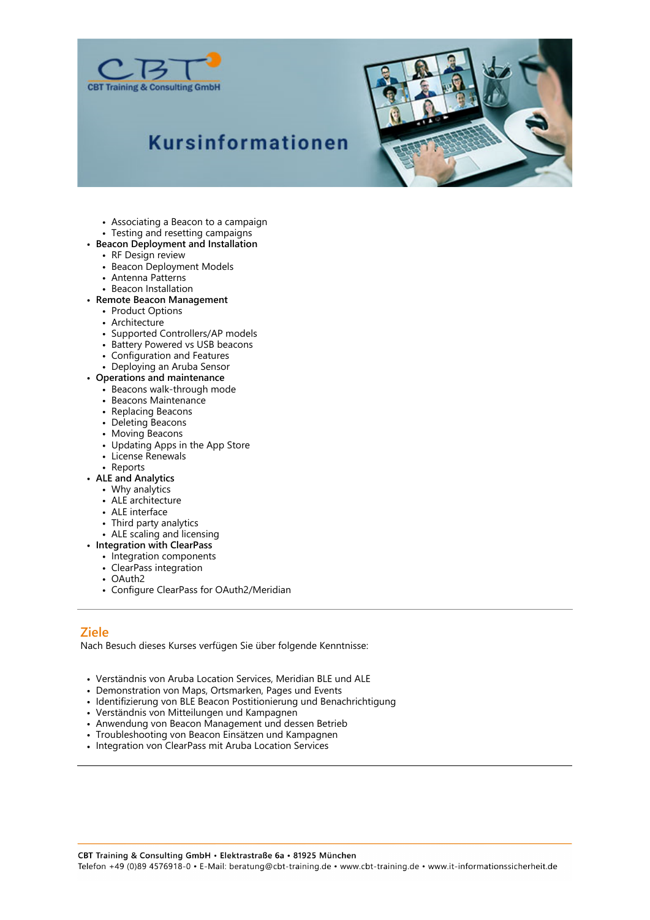- Associating a Beacon to a campaign
  - Testing and resetting campaigns
- **Beacon Deployment and Installation**
  - RF Design review
  - Beacon Deployment Models
  - Antenna Patterns
  - Beacon Installation
- **Remote Beacon Management**
  - Product Options
  - Architecture
  - Supported Controllers/AP models
  - Battery Powered vs USB beacons
  - Configuration and Features
  - Deploying an Aruba Sensor
- **Operations and maintenance**
  - Beacons walk-through mode
  - Beacons Maintenance
  - Replacing Beacons
  - Deleting Beacons
  - Moving Beacons
  - Updating Apps in the App Store
  - License Renewals
  - Reports
- **ALE and Analytics**
  - Why analytics
  - ALE architecture
  - ALE interface
  - Third party analytics
  - ALE scaling and licensing
- **Integration with ClearPass**
  - Integration components
  - ClearPass integration
  - OAuth2
  - Configure ClearPass for OAuth2/Meridian

## Ziele

Nach Besuch dieses Kurses verfügen Sie über folgende Kenntnisse:

- Verständnis von Aruba Location Services, Meridian BLE und ALE
- Demonstration von Maps, Ortsmarken, Pages und Events
- Identifizierung von BLE Beacon Postitionierung und Benachrichtigung
- Verständnis von Mitteilungen und Kampagnen
- Anwendung von Beacon Management und dessen Betrieb
- Troubleshooting von Beacon Einsätzen und Kampagnen
- Integration von ClearPass mit Aruba Location Services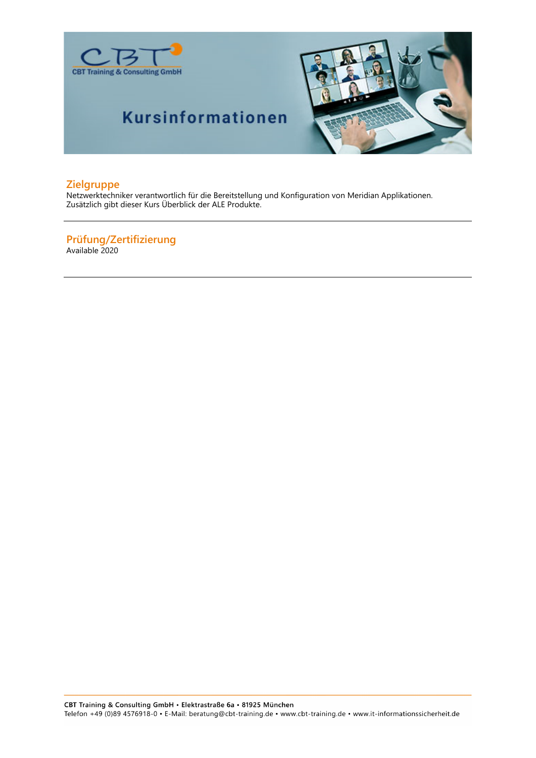## Zielgruppe

Netzwerktechniker verantwortlich für die Bereitstellung und Konfiguration von Meridian Applikationen.
Zusätzlich gibt dieser Kurs Überblick der ALE Produkte.

---

## Prüfung/Zertifizierung

Available 2020

---